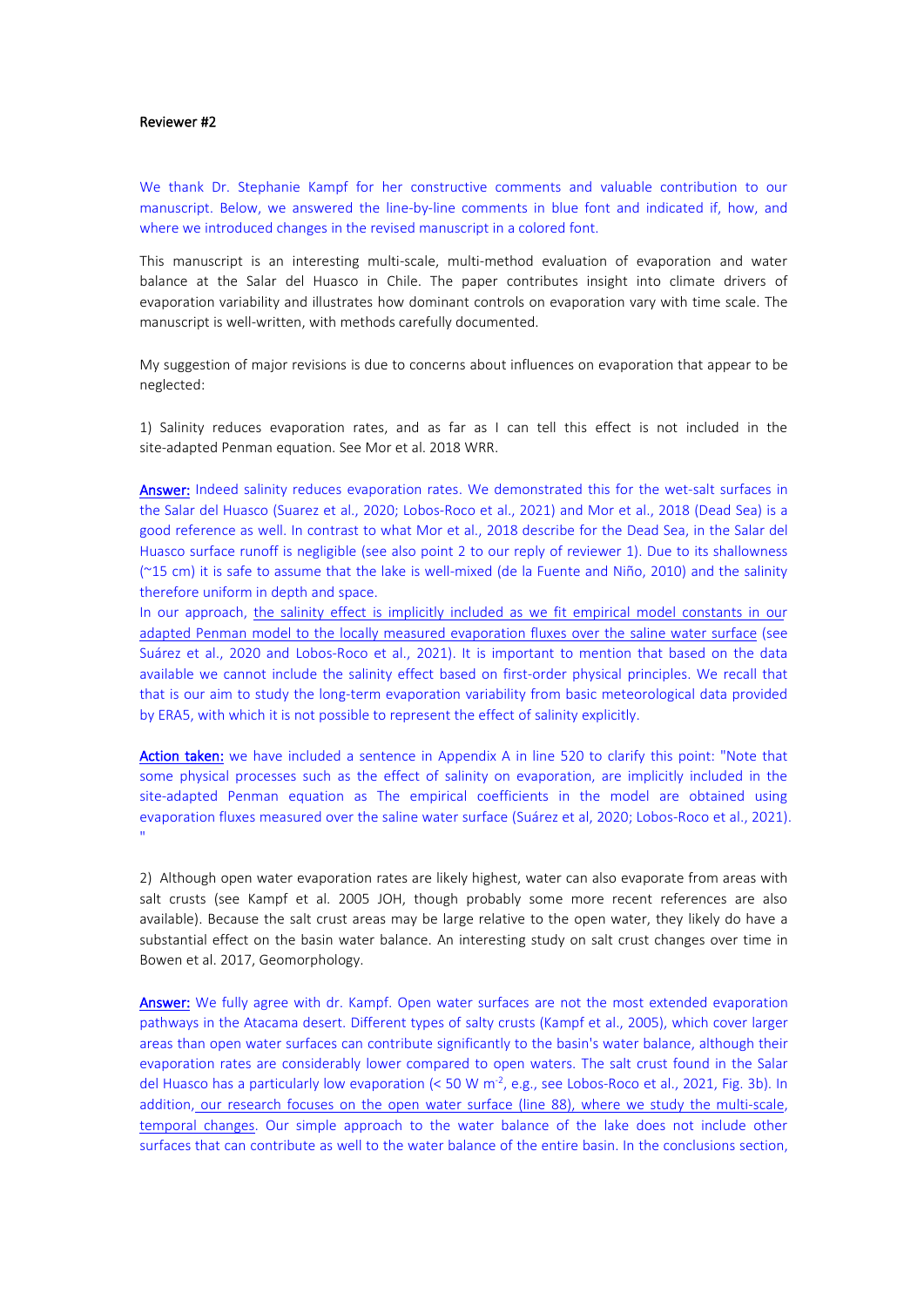**Reviewer #2**

We thank Dr. Stephanie Kampf for her constructive comments and valuable contribution to our manuscript. Below, we answered the line-by-line comments in blue font and indicated if, how, and where we introduced changes in the revised manuscript in a colored font.

This manuscript is an interesting multi-scale, multi-method evaluation of evaporation and water balance at the Salar del Huasco in Chile. The paper contributes insight into climate drivers of evaporation variability and illustrates how dominant controls on evaporation vary with time scale. The manuscript is well-written, with methods carefully documented.

My suggestion of major revisions is due to concerns about influences on evaporation that appear to be neglected:

1) Salinity reduces evaporation rates, and as far as I can tell this effect is not included in the site-adapted Penman equation. See Mor et al. 2018 WRR.

Answer: Indeed salinity reduces evaporation rates. We demonstrated this for the wet-salt surfaces in the Salar del Huasco (Suarez et al., 2020; Lobos-Roco et al., 2021) and Mor et al., 2018 (Dead Sea) is a good reference as well. In contrast to what Mor et al., 2018 describe for the Dead Sea, in the Salar del Huasco surface runoff is negligible (see also point 2 to our reply of reviewer 1). Due to its shallowness (~15 cm) it is safe to assume that the lake is well-mixed (de la Fuente and Niño, 2010) and the salinity therefore uniform in depth and space.

In our approach, the salinity effect is implicitly included as we fit empirical model constants in our adapted Penman model to the locally measured evaporation fluxes over the saline water surface (see Suárez et al., 2020 and Lobos-Roco et al., 2021). It is important to mention that based on the data available we cannot include the salinity effect based on first-order physical principles. We recall that that is our aim to study the long-term evaporation variability from basic meteorological data provided by ERA5, with which it is not possible to represent the effect of salinity explicitly.

Action taken: we have included a sentence in Appendix A in line 520 to clarify this point: "Note that some physical processes such as the effect of salinity on evaporation, are implicitly included in the site-adapted Penman equation as The empirical coefficients in the model are obtained using evaporation fluxes measured over the saline water surface (Suárez et al, 2020; Lobos-Roco et al., 2021). "

2) Although open water evaporation rates are likely highest, water can also evaporate from areas with salt crusts (see Kampf et al. 2005 JOH, though probably some more recent references are also available). Because the salt crust areas may be large relative to the open water, they likely do have a substantial effect on the basin water balance. An interesting study on salt crust changes over time in Bowen et al. 2017, Geomorphology.

Answer: We fully agree with dr. Kampf. Open water surfaces are not the most extended evaporation pathways in the Atacama desert. Different types of salty crusts (Kampf et al., 2005), which cover larger areas than open water surfaces can contribute significantly to the basin's water balance, although their evaporation rates are considerably lower compared to open waters. The salt crust found in the Salar del Huasco has a particularly low evaporation (< 50 W m$^{-2}$, e.g., see Lobos-Roco et al., 2021, Fig. 3b). In addition, our research focuses on the open water surface (line 88), where we study the multi-scale, temporal changes. Our simple approach to the water balance of the lake does not include other surfaces that can contribute as well to the water balance of the entire basin. In the conclusions section,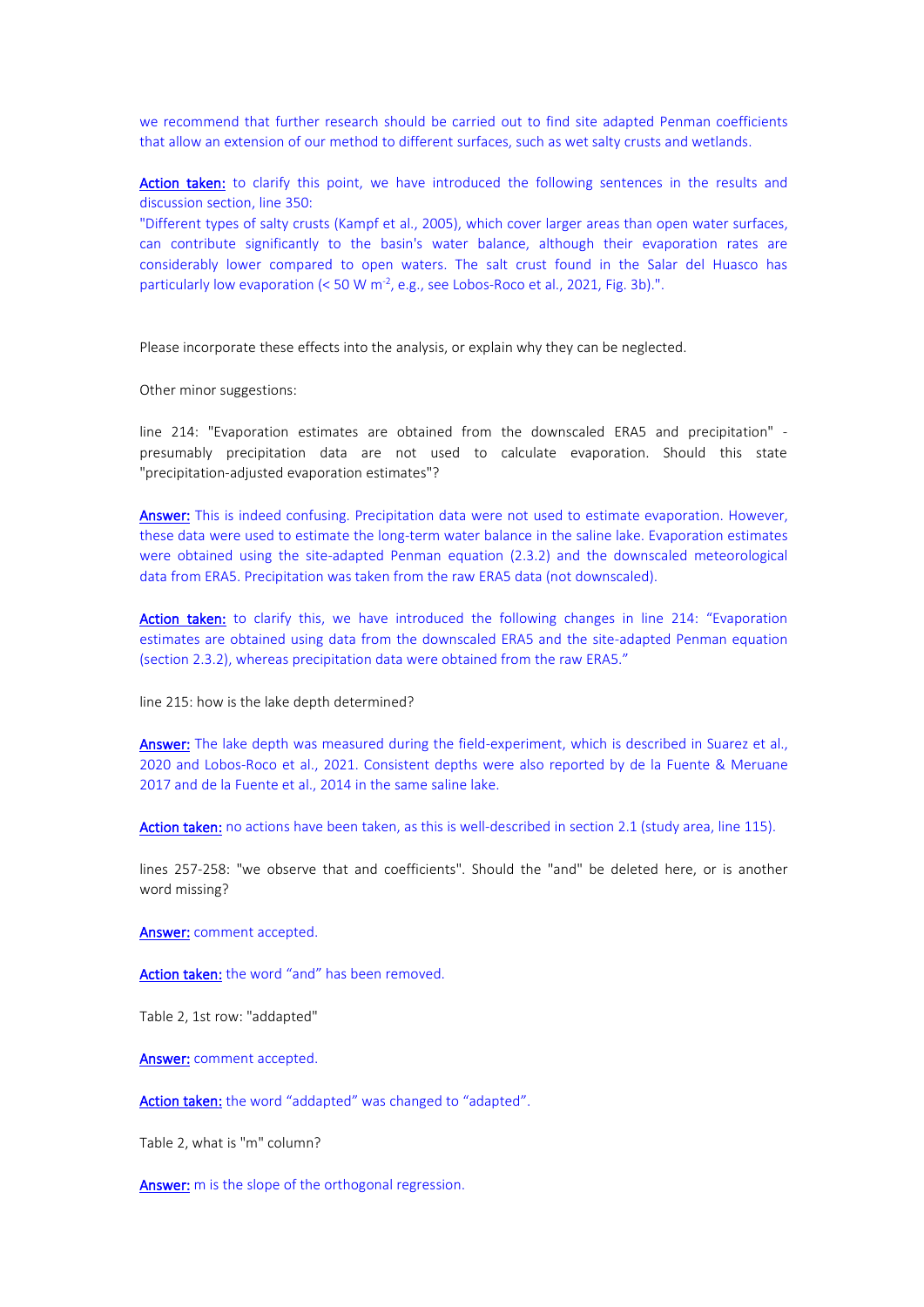we recommend that further research should be carried out to find site adapted Penman coefficients that allow an extension of our method to different surfaces, such as wet salty crusts and wetlands.

**Action taken:** to clarify this point, we have introduced the following sentences in the results and discussion section, line 350:

"Different types of salty crusts (Kampf et al., 2005), which cover larger areas than open water surfaces, can contribute significantly to the basin's water balance, although their evaporation rates are considerably lower compared to open waters. The salt crust found in the Salar del Huasco has particularly low evaporation (< 50 W m$^{-2}$, e.g., see Lobos-Roco et al., 2021, Fig. 3b).".

Please incorporate these effects into the analysis, or explain why they can be neglected.

Other minor suggestions:

line 214: "Evaporation estimates are obtained from the downscaled ERA5 and precipitation" - presumably precipitation data are not used to calculate evaporation. Should this state "precipitation-adjusted evaporation estimates"?

**Answer:** This is indeed confusing. Precipitation data were not used to estimate evaporation. However, these data were used to estimate the long-term water balance in the saline lake. Evaporation estimates were obtained using the site-adapted Penman equation (2.3.2) and the downscaled meteorological data from ERA5. Precipitation was taken from the raw ERA5 data (not downscaled).

**Action taken:** to clarify this, we have introduced the following changes in line 214: "Evaporation estimates are obtained using data from the downscaled ERA5 and the site-adapted Penman equation (section 2.3.2), whereas precipitation data were obtained from the raw ERA5."

line 215: how is the lake depth determined?

**Answer:** The lake depth was measured during the field-experiment, which is described in Suarez et al., 2020 and Lobos-Roco et al., 2021. Consistent depths were also reported by de la Fuente & Meruane 2017 and de la Fuente et al., 2014 in the same saline lake.

**Action taken:** no actions have been taken, as this is well-described in section 2.1 (study area, line 115).

lines 257-258: "we observe that and coefficients". Should the "and" be deleted here, or is another word missing?

**Answer:** comment accepted.

**Action taken:** the word "and" has been removed.

Table 2, 1st row: "addapted"

**Answer:** comment accepted.

**Action taken:** the word "addapted" was changed to "adapted".

Table 2, what is "m" column?

**Answer:** m is the slope of the orthogonal regression.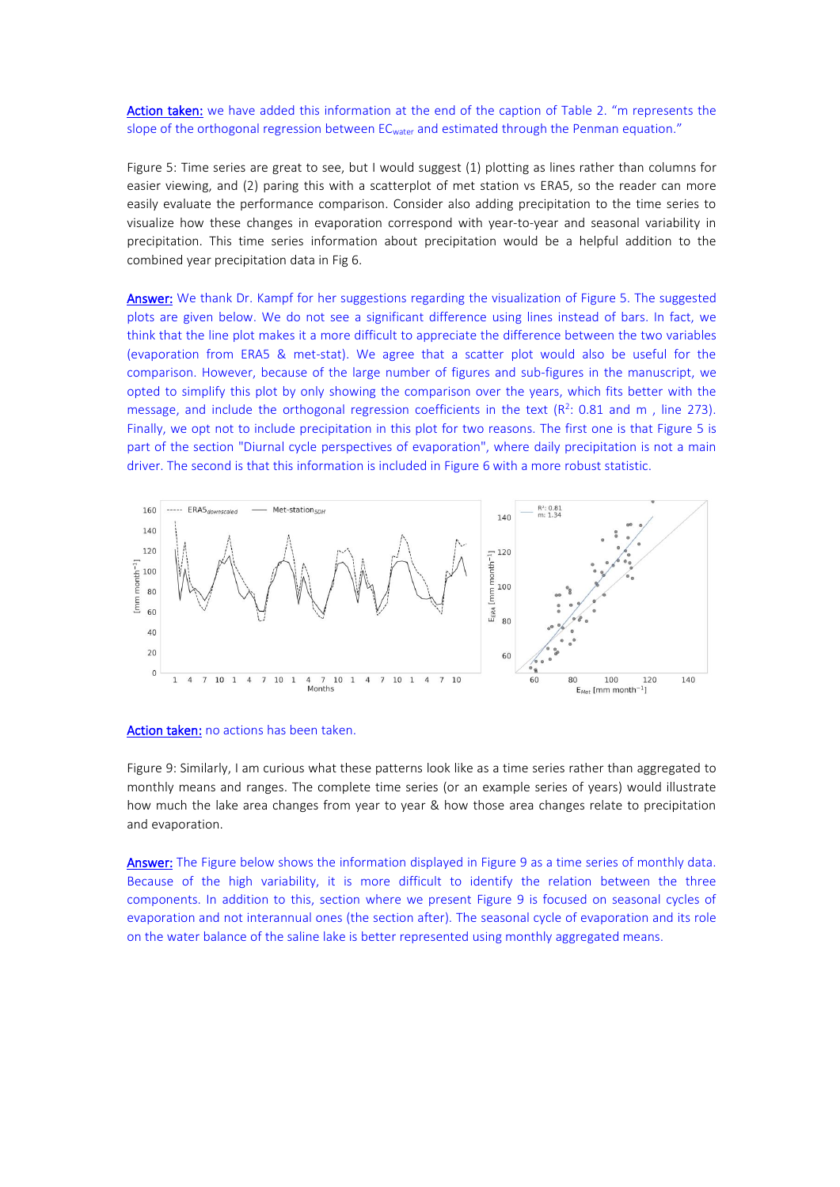**Action taken:** we have added this information at the end of the caption of Table 2. "m represents the slope of the orthogonal regression between $EC_{water}$ and estimated through the Penman equation."

Figure 5: Time series are great to see, but I would suggest (1) plotting as lines rather than columns for easier viewing, and (2) paring this with a scatterplot of met station vs ERA5, so the reader can more easily evaluate the performance comparison. Consider also adding precipitation to the time series to visualize how these changes in evaporation correspond with year-to-year and seasonal variability in precipitation. This time series information about precipitation would be a helpful addition to the combined year precipitation data in Fig 6.

**Answer:** We thank Dr. Kampf for her suggestions regarding the visualization of Figure 5. The suggested plots are given below. We do not see a significant difference using lines instead of bars. In fact, we think that the line plot makes it a more difficult to appreciate the difference between the two variables (evaporation from ERA5 & met-stat). We agree that a scatter plot would also be useful for the comparison. However, because of the large number of figures and sub-figures in the manuscript, we opted to simplify this plot by only showing the comparison over the years, which fits better with the message, and include the orthogonal regression coefficients in the text ($R^2$: 0.81 and m , line 273). Finally, we opt not to include precipitation in this plot for two reasons. The first one is that Figure 5 is part of the section "Diurnal cycle perspectives of evaporation", where daily precipitation is not a main driver. The second is that this information is included in Figure 6 with a more robust statistic.

**Action taken:** no actions has been taken.

Figure 9: Similarly, I am curious what these patterns look like as a time series rather than aggregated to monthly means and ranges. The complete time series (or an example series of years) would illustrate how much the lake area changes from year to year & how those area changes relate to precipitation and evaporation.

**Answer:** The Figure below shows the information displayed in Figure 9 as a time series of monthly data. Because of the high variability, it is more difficult to identify the relation between the three components. In addition to this, section where we present Figure 9 is focused on seasonal cycles of evaporation and not interannual ones (the section after). The seasonal cycle of evaporation and its role on the water balance of the saline lake is better represented using monthly aggregated means.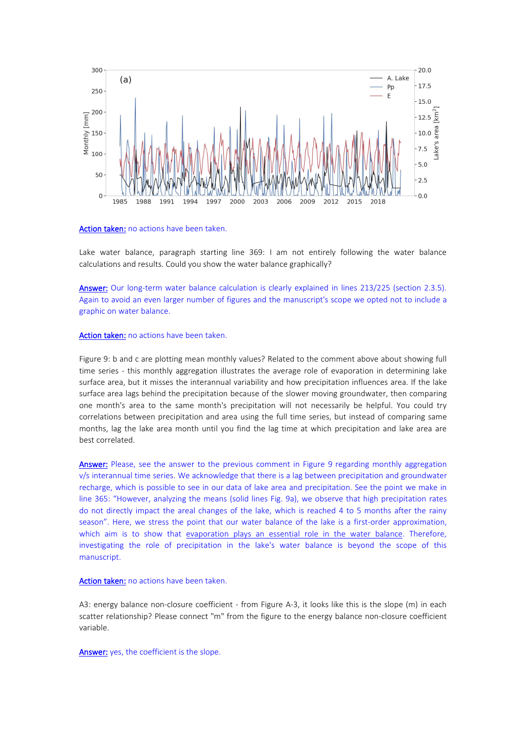**Action taken:** no actions have been taken.

Lake water balance, paragraph starting line 369: I am not entirely following the water balance calculations and results. Could you show the water balance graphically?

**Answer:** Our long-term water balance calculation is clearly explained in lines 213/225 (section 2.3.5). Again to avoid an even larger number of figures and the manuscript's scope we opted not to include a graphic on water balance.

**Action taken:** no actions have been taken.

Figure 9: b and c are plotting mean monthly values? Related to the comment above about showing full time series - this monthly aggregation illustrates the average role of evaporation in determining lake surface area, but it misses the interannual variability and how precipitation influences area. If the lake surface area lags behind the precipitation because of the slower moving groundwater, then comparing one month's area to the same month's precipitation will not necessarily be helpful. You could try correlations between precipitation and area using the full time series, but instead of comparing same months, lag the lake area month until you find the lag time at which precipitation and lake area are best correlated.

**Answer:** Please, see the answer to the previous comment in Figure 9 regarding monthly aggregation v/s interannual time series. We acknowledge that there is a lag between precipitation and groundwater recharge, which is possible to see in our data of lake area and precipitation. See the point we make in line 365: "However, analyzing the means (solid lines Fig. 9a), we observe that high precipitation rates do not directly impact the areal changes of the lake, which is reached 4 to 5 months after the rainy season". Here, we stress the point that our water balance of the lake is a first-order approximation, which aim is to show that evaporation plays an essential role in the water balance. Therefore, investigating the role of precipitation in the lake's water balance is beyond the scope of this manuscript.

**Action taken:** no actions have been taken.

A3: energy balance non-closure coefficient - from Figure A-3, it looks like this is the slope (m) in each scatter relationship? Please connect "m" from the figure to the energy balance non-closure coefficient variable.

**Answer:** yes, the coefficient is the slope.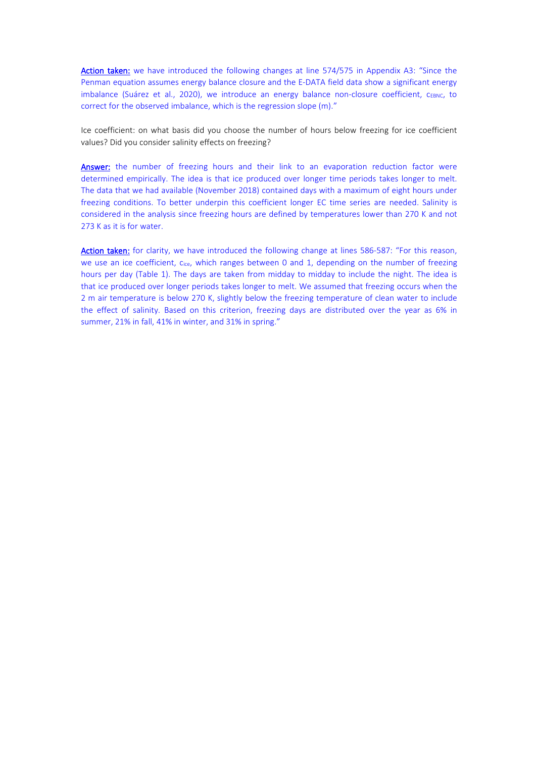**Action taken:** we have introduced the following changes at line 574/575 in Appendix A3: "Since the Penman equation assumes energy balance closure and the E-DATA field data show a significant energy imbalance (Suárez et al., 2020), we introduce an energy balance non-closure coefficient, $c_{EBNC}$, to correct for the observed imbalance, which is the regression slope (m)."

Ice coefficient: on what basis did you choose the number of hours below freezing for ice coefficient values? Did you consider salinity effects on freezing?

**Answer:** the number of freezing hours and their link to an evaporation reduction factor were determined empirically. The idea is that ice produced over longer time periods takes longer to melt. The data that we had available (November 2018) contained days with a maximum of eight hours under freezing conditions. To better underpin this coefficient longer EC time series are needed. Salinity is considered in the analysis since freezing hours are defined by temperatures lower than 270 K and not 273 K as it is for water.

**Action taken:** for clarity, we have introduced the following change at lines 586-587: "For this reason, we use an ice coefficient, $c_{ice}$, which ranges between 0 and 1, depending on the number of freezing hours per day (Table 1). The days are taken from midday to midday to include the night. The idea is that ice produced over longer periods takes longer to melt. We assumed that freezing occurs when the 2 m air temperature is below 270 K, slightly below the freezing temperature of clean water to include the effect of salinity. Based on this criterion, freezing days are distributed over the year as 6% in summer, 21% in fall, 41% in winter, and 31% in spring."